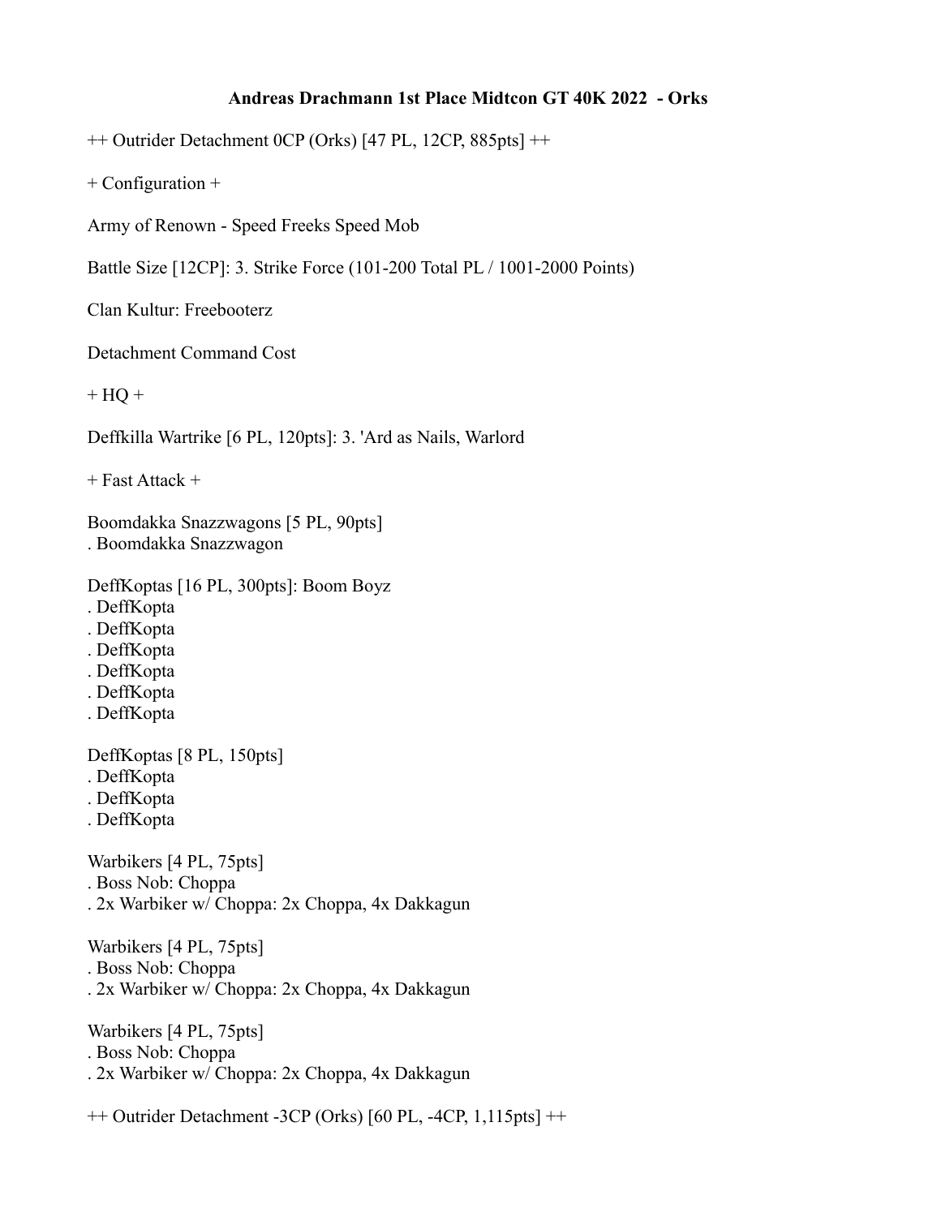**Andreas Drachmann 1st Place Midtcon GT 40K 2022 - Orks**

++ Outrider Detachment 0CP (Orks) [47 PL, 12CP, 885pts] ++

+ Configuration +

Army of Renown - Speed Freeks Speed Mob

Battle Size [12CP]: 3. Strike Force (101-200 Total PL / 1001-2000 Points)

Clan Kultur: Freebooterz

Detachment Command Cost

+ HQ +

Deffkilla Wartrike [6 PL, 120pts]: 3. 'Ard as Nails, Warlord

+ Fast Attack +

Boomdakka Snazzwagons [5 PL, 90pts]
. Boomdakka Snazzwagon

DeffKoptas [16 PL, 300pts]: Boom Boyz
. DeffKopta
. DeffKopta
. DeffKopta
. DeffKopta
. DeffKopta
. DeffKopta

DeffKoptas [8 PL, 150pts]
. DeffKopta
. DeffKopta
. DeffKopta

Warbikers [4 PL, 75pts]
. Boss Nob: Choppa
. 2x Warbiker w/ Choppa: 2x Choppa, 4x Dakkagun

Warbikers [4 PL, 75pts]
. Boss Nob: Choppa
. 2x Warbiker w/ Choppa: 2x Choppa, 4x Dakkagun

Warbikers [4 PL, 75pts]
. Boss Nob: Choppa
. 2x Warbiker w/ Choppa: 2x Choppa, 4x Dakkagun

++ Outrider Detachment -3CP (Orks) [60 PL, -4CP, 1,115pts] ++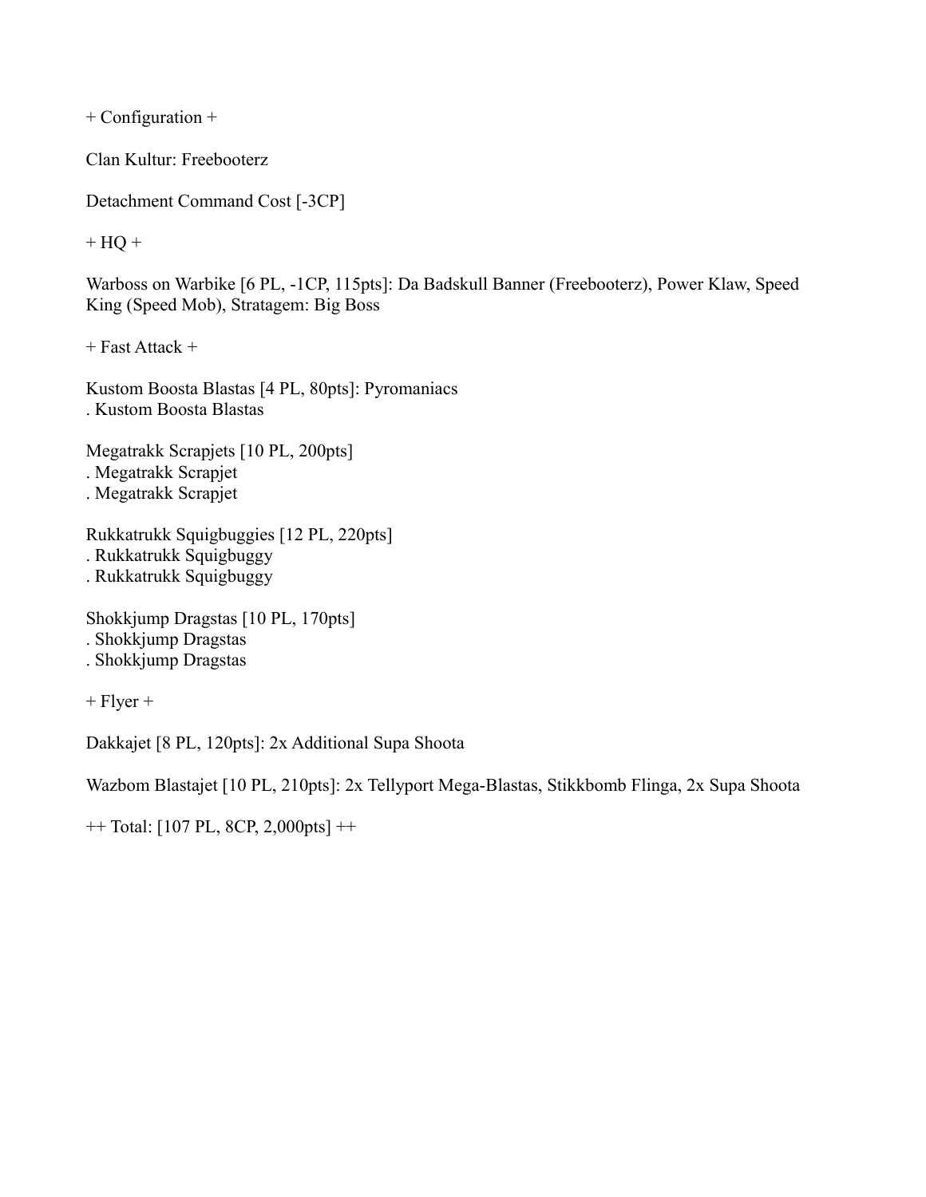+ Configuration +

Clan Kultur: Freebooterz

Detachment Command Cost [-3CP]

+ HQ +

Warboss on Warbike [6 PL, -1CP, 115pts]: Da Badskull Banner (Freebooterz), Power Klaw, Speed King (Speed Mob), Stratagem: Big Boss

+ Fast Attack +

Kustom Boosta Blastas [4 PL, 80pts]: Pyromaniacs
. Kustom Boosta Blastas

Megatrakk Scrapjets [10 PL, 200pts]
. Megatrakk Scrapjet
. Megatrakk Scrapjet

Rukkatrukk Squigbuggies [12 PL, 220pts]
. Rukkatrukk Squigbuggy
. Rukkatrukk Squigbuggy

Shokkjump Dragstas [10 PL, 170pts]
. Shokkjump Dragstas
. Shokkjump Dragstas

+ Flyer +

Dakkajet [8 PL, 120pts]: 2x Additional Supa Shoota

Wazbom Blastajet [10 PL, 210pts]: 2x Tellyport Mega-Blastas, Stikkbomb Flinga, 2x Supa Shoota

++ Total: [107 PL, 8CP, 2,000pts] ++